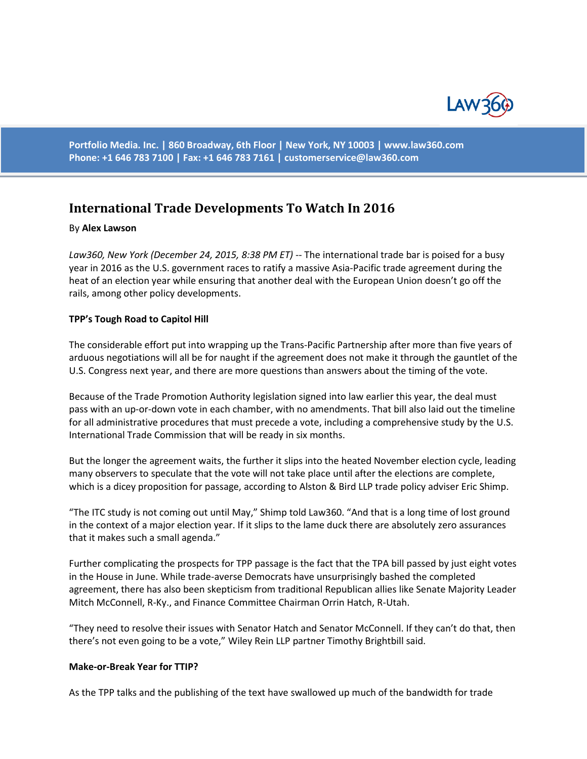# International Trade Developments To Watch In 2016

By **Alex Lawson**

*Law360, New York (December 24, 2015, 8:38 PM ET)* -- The international trade bar is poised for a busy year in 2016 as the U.S. government races to ratify a massive Asia-Pacific trade agreement during the heat of an election year while ensuring that another deal with the European Union doesn't go off the rails, among other policy developments.

**TPP's Tough Road to Capitol Hill**

The considerable effort put into wrapping up the Trans-Pacific Partnership after more than five years of arduous negotiations will all be for naught if the agreement does not make it through the gauntlet of the U.S. Congress next year, and there are more questions than answers about the timing of the vote.

Because of the Trade Promotion Authority legislation signed into law earlier this year, the deal must pass with an up-or-down vote in each chamber, with no amendments. That bill also laid out the timeline for all administrative procedures that must precede a vote, including a comprehensive study by the U.S. International Trade Commission that will be ready in six months.

But the longer the agreement waits, the further it slips into the heated November election cycle, leading many observers to speculate that the vote will not take place until after the elections are complete, which is a dicey proposition for passage, according to Alston & Bird LLP trade policy adviser Eric Shimp.

"The ITC study is not coming out until May," Shimp told Law360. "And that is a long time of lost ground in the context of a major election year. If it slips to the lame duck there are absolutely zero assurances that it makes such a small agenda."

Further complicating the prospects for TPP passage is the fact that the TPA bill passed by just eight votes in the House in June. While trade-averse Democrats have unsurprisingly bashed the completed agreement, there has also been skepticism from traditional Republican allies like Senate Majority Leader Mitch McConnell, R-Ky., and Finance Committee Chairman Orrin Hatch, R-Utah.

"They need to resolve their issues with Senator Hatch and Senator McConnell. If they can't do that, then there's not even going to be a vote," Wiley Rein LLP partner Timothy Brightbill said.

**Make-or-Break Year for TTIP?**

As the TPP talks and the publishing of the text have swallowed up much of the bandwidth for trade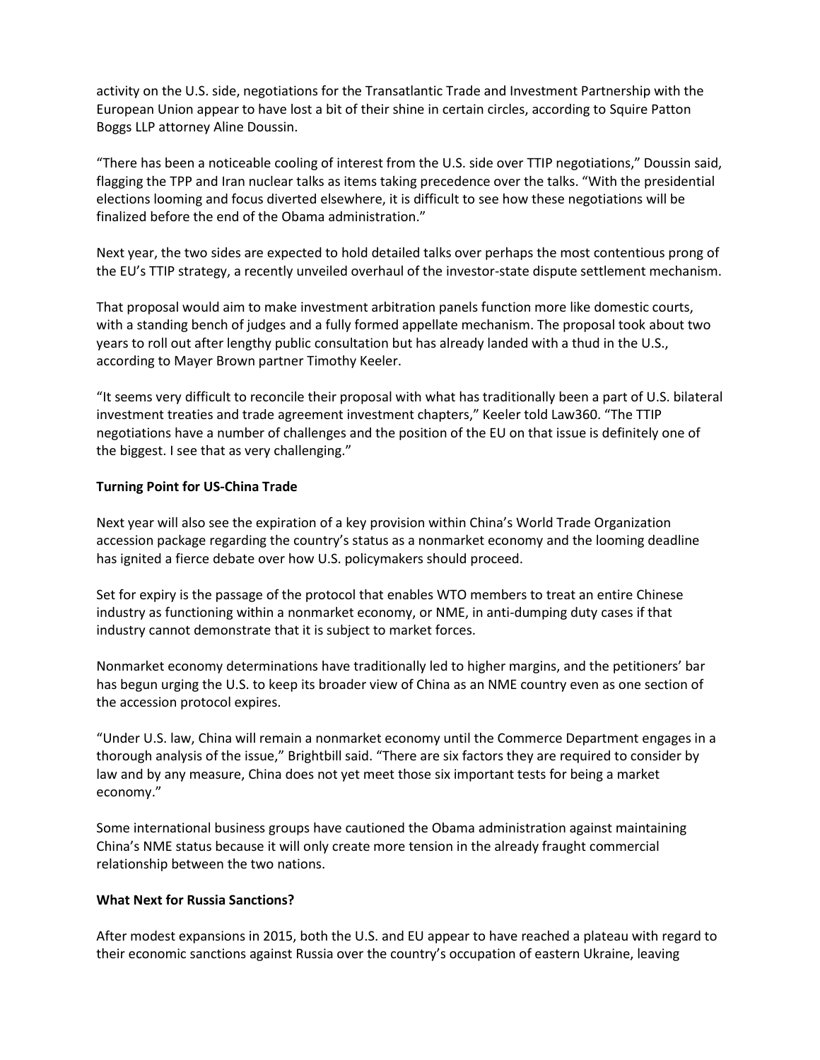activity on the U.S. side, negotiations for the Transatlantic Trade and Investment Partnership with the European Union appear to have lost a bit of their shine in certain circles, according to Squire Patton Boggs LLP attorney Aline Doussin.

"There has been a noticeable cooling of interest from the U.S. side over TTIP negotiations," Doussin said, flagging the TPP and Iran nuclear talks as items taking precedence over the talks. "With the presidential elections looming and focus diverted elsewhere, it is difficult to see how these negotiations will be finalized before the end of the Obama administration."

Next year, the two sides are expected to hold detailed talks over perhaps the most contentious prong of the EU's TTIP strategy, a recently unveiled overhaul of the investor-state dispute settlement mechanism.

That proposal would aim to make investment arbitration panels function more like domestic courts, with a standing bench of judges and a fully formed appellate mechanism. The proposal took about two years to roll out after lengthy public consultation but has already landed with a thud in the U.S., according to Mayer Brown partner Timothy Keeler.

"It seems very difficult to reconcile their proposal with what has traditionally been a part of U.S. bilateral investment treaties and trade agreement investment chapters," Keeler told Law360. "The TTIP negotiations have a number of challenges and the position of the EU on that issue is definitely one of the biggest. I see that as very challenging."

**Turning Point for US-China Trade**

Next year will also see the expiration of a key provision within China's World Trade Organization accession package regarding the country's status as a nonmarket economy and the looming deadline has ignited a fierce debate over how U.S. policymakers should proceed.

Set for expiry is the passage of the protocol that enables WTO members to treat an entire Chinese industry as functioning within a nonmarket economy, or NME, in anti-dumping duty cases if that industry cannot demonstrate that it is subject to market forces.

Nonmarket economy determinations have traditionally led to higher margins, and the petitioners' bar has begun urging the U.S. to keep its broader view of China as an NME country even as one section of the accession protocol expires.

"Under U.S. law, China will remain a nonmarket economy until the Commerce Department engages in a thorough analysis of the issue," Brightbill said. "There are six factors they are required to consider by law and by any measure, China does not yet meet those six important tests for being a market economy."

Some international business groups have cautioned the Obama administration against maintaining China's NME status because it will only create more tension in the already fraught commercial relationship between the two nations.

**What Next for Russia Sanctions?**

After modest expansions in 2015, both the U.S. and EU appear to have reached a plateau with regard to their economic sanctions against Russia over the country's occupation of eastern Ukraine, leaving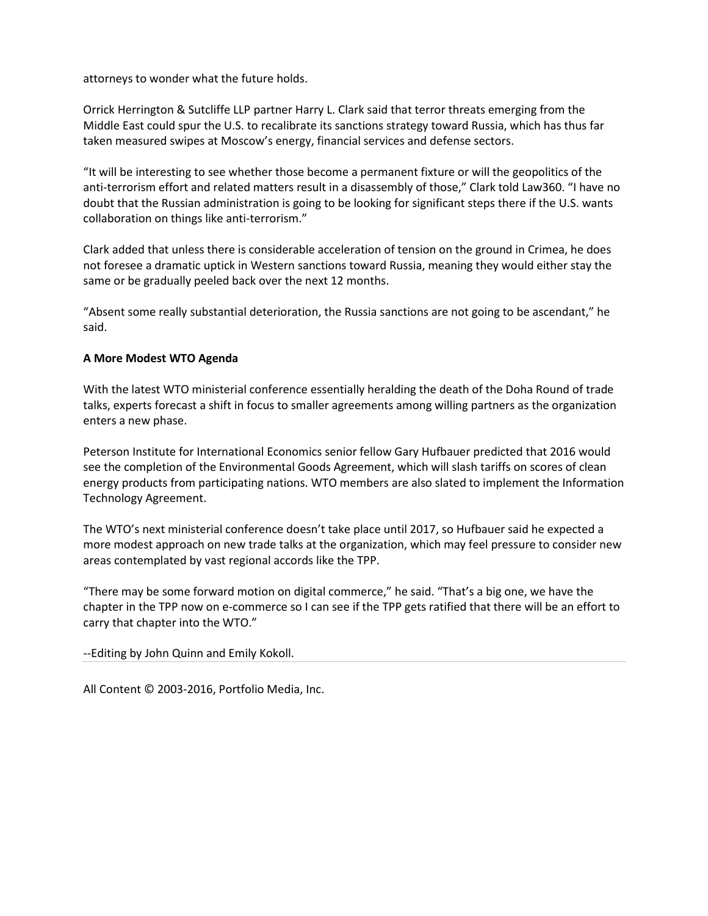attorneys to wonder what the future holds.

Orrick Herrington & Sutcliffe LLP partner Harry L. Clark said that terror threats emerging from the Middle East could spur the U.S. to recalibrate its sanctions strategy toward Russia, which has thus far taken measured swipes at Moscow's energy, financial services and defense sectors.

"It will be interesting to see whether those become a permanent fixture or will the geopolitics of the anti-terrorism effort and related matters result in a disassembly of those," Clark told Law360. "I have no doubt that the Russian administration is going to be looking for significant steps there if the U.S. wants collaboration on things like anti-terrorism."

Clark added that unless there is considerable acceleration of tension on the ground in Crimea, he does not foresee a dramatic uptick in Western sanctions toward Russia, meaning they would either stay the same or be gradually peeled back over the next 12 months.

"Absent some really substantial deterioration, the Russia sanctions are not going to be ascendant," he said.

**A More Modest WTO Agenda**

With the latest WTO ministerial conference essentially heralding the death of the Doha Round of trade talks, experts forecast a shift in focus to smaller agreements among willing partners as the organization enters a new phase.

Peterson Institute for International Economics senior fellow Gary Hufbauer predicted that 2016 would see the completion of the Environmental Goods Agreement, which will slash tariffs on scores of clean energy products from participating nations. WTO members are also slated to implement the Information Technology Agreement.

The WTO's next ministerial conference doesn't take place until 2017, so Hufbauer said he expected a more modest approach on new trade talks at the organization, which may feel pressure to consider new areas contemplated by vast regional accords like the TPP.

"There may be some forward motion on digital commerce," he said. "That's a big one, we have the chapter in the TPP now on e-commerce so I can see if the TPP gets ratified that there will be an effort to carry that chapter into the WTO."

--Editing by John Quinn and Emily Kokoll.

All Content © 2003-2016, Portfolio Media, Inc.